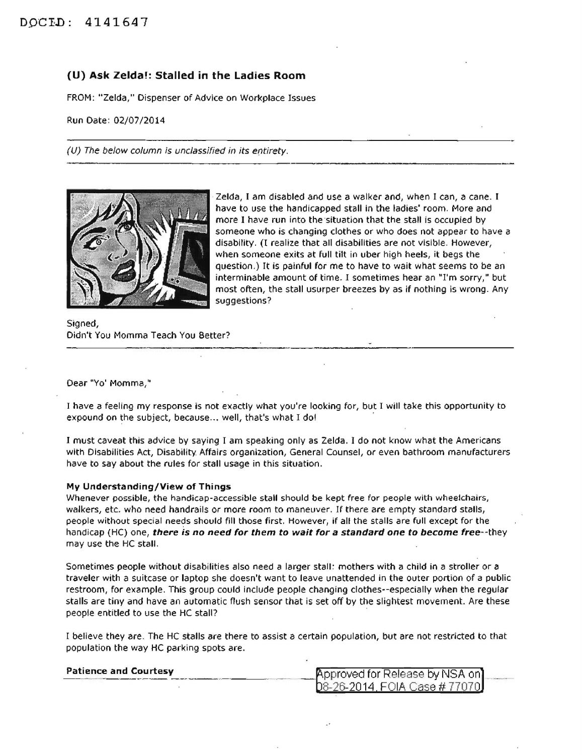DOCID: 4141647

## (U) Ask Zelda!: Stalled in the Ladies Room

FROM: "Zelda," Dispenser of Advice on Workplace Issues

Run Date: 02/07/2014

*(U) The below column is unclassified in its entirety.*

Zelda, I am disabled and use a walker and, when I can, a cane. I have to use the handicapped stall in the ladies' room. More and more I have run into the situation that the stall is occupied by someone who is changing clothes or who does not appear to have a disability. (I realize that all disabilities are not visible. However, when someone exits at full tilt in uber high heels, it begs the question.) It is painful for me to have to wait what seems to be an interminable amount of time. I sometimes hear an "I'm sorry," but most often, the stall usurper breezes by as if nothing is wrong. Any suggestions?

Signed,
Didn't You Momma Teach You Better?

---

Dear "Yo' Momma,"

I have a feeling my response is not exactly what you're looking for, but I will take this opportunity to expound on the subject, because... well, that's what I do!

I must caveat this advice by saying I am speaking only as Zelda. I do not know what the Americans with Disabilities Act, Disability Affairs organization, General Counsel, or even bathroom manufacturers have to say about the rules for stall usage in this situation.

**My Understanding/View of Things**

Whenever possible, the handicap-accessible stall should be kept free for people with wheelchairs, walkers, etc. who need handrails or more room to maneuver. If there are empty standard stalls, people without special needs should fill those first. However, if all the stalls are full except for the handicap (HC) one, ***there is no need for them to wait for a standard one to become free***--they may use the HC stall.

Sometimes people without disabilities also need a larger stall: mothers with a child in a stroller or a traveler with a suitcase or laptop she doesn't want to leave unattended in the outer portion of a public restroom, for example. This group could include people changing clothes--especially when the regular stalls are tiny and have an automatic flush sensor that is set off by the slightest movement. Are these people entitled to use the HC stall?

I believe they are. The HC stalls are there to assist a certain population, but are not restricted to that population the way HC parking spots are.

**Patience and Courtesy**

Approved for Release by NSA on 08-26-2014, FOIA Case # 77070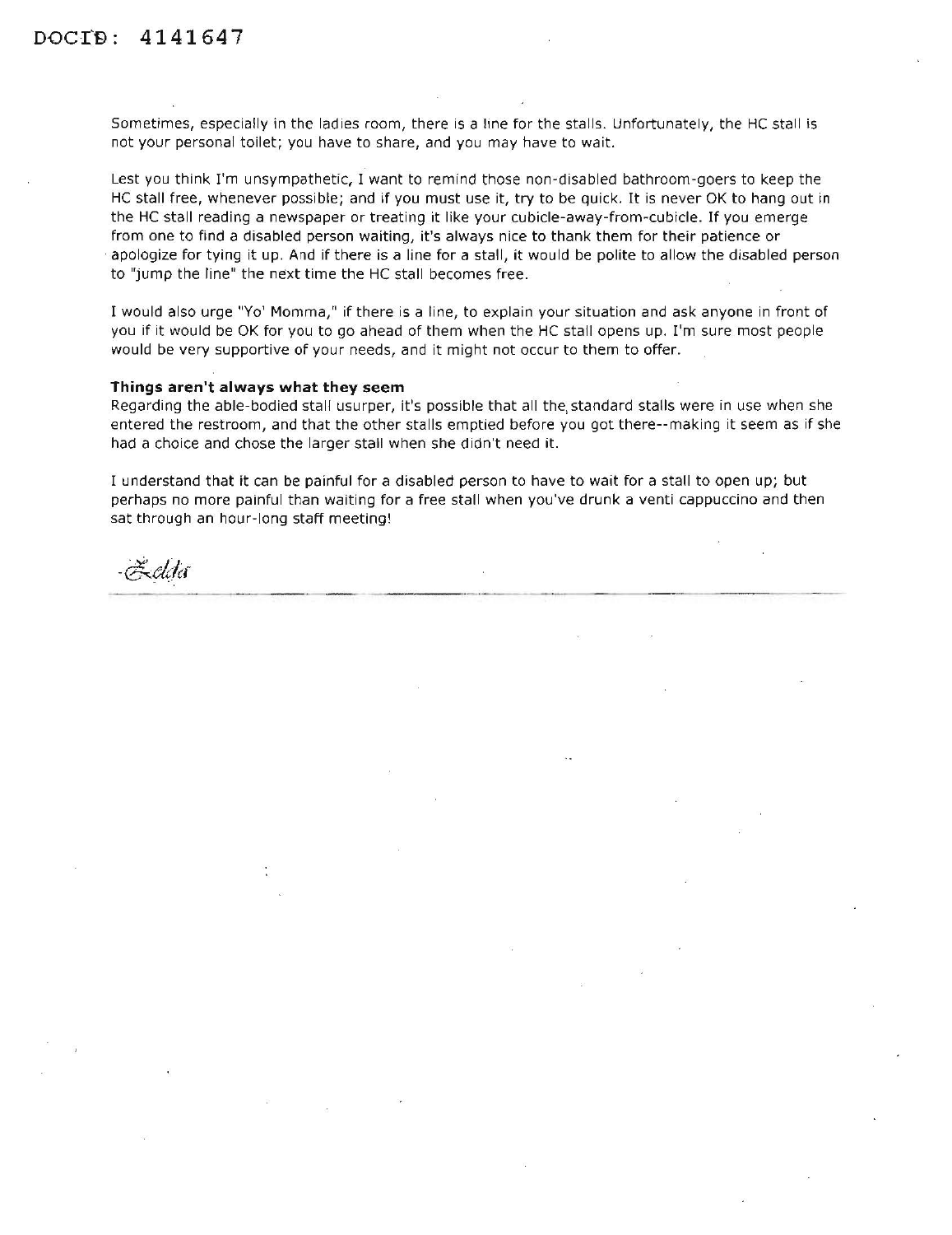Sometimes, especially in the ladies room, there is a line for the stalls. Unfortunately, the HC stall is not your personal toilet; you have to share, and you may have to wait.

Lest you think I'm unsympathetic, I want to remind those non-disabled bathroom-goers to keep the HC stall free, whenever possible; and if you must use it, try to be quick. It is never OK to hang out in the HC stall reading a newspaper or treating it like your cubicle-away-from-cubicle. If you emerge from one to find a disabled person waiting, it's always nice to thank them for their patience or apologize for tying it up. And if there is a line for a stall, it would be polite to allow the disabled person to "jump the line" the next time the HC stall becomes free.

I would also urge "Yo' Momma," if there is a line, to explain your situation and ask anyone in front of you if it would be OK for you to go ahead of them when the HC stall opens up. I'm sure most people would be very supportive of your needs, and it might not occur to them to offer.

**Things aren't always what they seem**

Regarding the able-bodied stall usurper, it's possible that all the standard stalls were in use when she entered the restroom, and that the other stalls emptied before you got there--making it seem as if she had a choice and chose the larger stall when she didn't need it.

I understand that it can be painful for a disabled person to have to wait for a stall to open up; but perhaps no more painful than waiting for a free stall when you've drunk a venti cappuccino and then sat through an hour-long staff meeting!

-Zelda